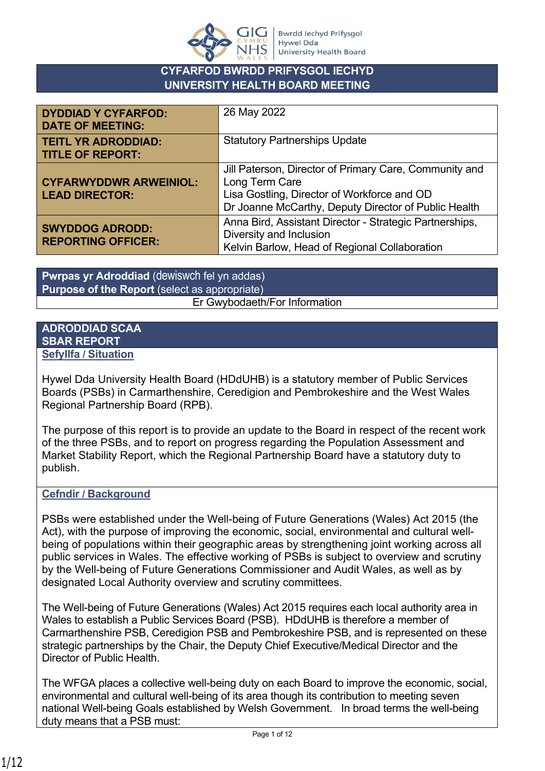# CYFARFOD BWRDD PRIFYSGOL IECHYD
# UNIVERSITY HEALTH BOARD MEETING

| | |
|---|---|
| **DYDDIAD Y CYFARFOD: DATE OF MEETING:** | 26 May 2022 |
| **TEITL YR ADRODDIAD: TITLE OF REPORT:** | Statutory Partnerships Update |
| **CYFARWYDDWR ARWEINIOL: LEAD DIRECTOR:** | Jill Paterson, Director of Primary Care, Community and Long Term Care<br>Lisa Gostling, Director of Workforce and OD<br>Dr Joanne McCarthy, Deputy Director of Public Health |
| **SWYDDOG ADRODD: REPORTING OFFICER:** | Anna Bird, Assistant Director - Strategic Partnerships, Diversity and Inclusion<br>Kelvin Barlow, Head of Regional Collaboration |

**Pwrpas yr Adroddiad** (dewiswch fel yn addas)
**Purpose of the Report** (select as appropriate)

Er Gwybodaeth/For Information

## ADRODDIAD SCAA
## SBAR REPORT

### Sefyllfa / Situation

Hywel Dda University Health Board (HDdUHB) is a statutory member of Public Services Boards (PSBs) in Carmarthenshire, Ceredigion and Pembrokeshire and the West Wales Regional Partnership Board (RPB).

The purpose of this report is to provide an update to the Board in respect of the recent work of the three PSBs, and to report on progress regarding the Population Assessment and Market Stability Report, which the Regional Partnership Board have a statutory duty to publish.

### Cefndir / Background

PSBs were established under the Well-being of Future Generations (Wales) Act 2015 (the Act), with the purpose of improving the economic, social, environmental and cultural well-being of populations within their geographic areas by strengthening joint working across all public services in Wales. The effective working of PSBs is subject to overview and scrutiny by the Well-being of Future Generations Commissioner and Audit Wales, as well as by designated Local Authority overview and scrutiny committees.

The Well-being of Future Generations (Wales) Act 2015 requires each local authority area in Wales to establish a Public Services Board (PSB). HDdUHB is therefore a member of Carmarthenshire PSB, Ceredigion PSB and Pembrokeshire PSB, and is represented on these strategic partnerships by the Chair, the Deputy Chief Executive/Medical Director and the Director of Public Health.

The WFGA places a collective well-being duty on each Board to improve the economic, social, environmental and cultural well-being of its area though its contribution to meeting seven national Well-being Goals established by Welsh Government. In broad terms the well-being duty means that a PSB must: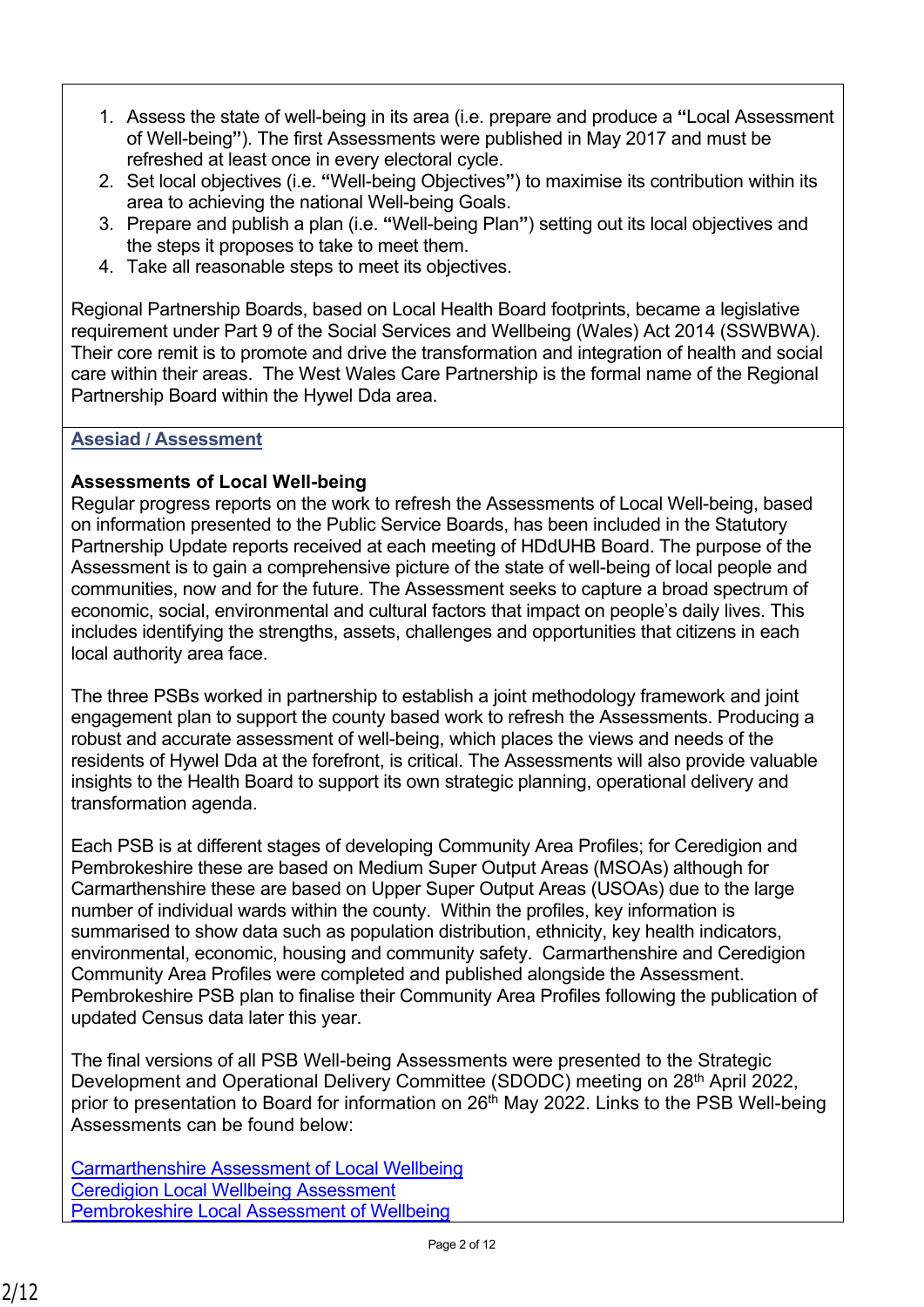1. Assess the state of well-being in its area (i.e. prepare and produce a **"**Local Assessment of Well-being**"**). The first Assessments were published in May 2017 and must be refreshed at least once in every electoral cycle.
2. Set local objectives (i.e. **"**Well-being Objectives**"**) to maximise its contribution within its area to achieving the national Well-being Goals.
3. Prepare and publish a plan (i.e. **"**Well-being Plan**"**) setting out its local objectives and the steps it proposes to take to meet them.
4. Take all reasonable steps to meet its objectives.

Regional Partnership Boards, based on Local Health Board footprints, became a legislative requirement under Part 9 of the Social Services and Wellbeing (Wales) Act 2014 (SSWBWA). Their core remit is to promote and drive the transformation and integration of health and social care within their areas. The West Wales Care Partnership is the formal name of the Regional Partnership Board within the Hywel Dda area.

## Asesiad / Assessment

**Assessments of Local Well-being**

Regular progress reports on the work to refresh the Assessments of Local Well-being, based on information presented to the Public Service Boards, has been included in the Statutory Partnership Update reports received at each meeting of HDdUHB Board. The purpose of the Assessment is to gain a comprehensive picture of the state of well-being of local people and communities, now and for the future. The Assessment seeks to capture a broad spectrum of economic, social, environmental and cultural factors that impact on people's daily lives. This includes identifying the strengths, assets, challenges and opportunities that citizens in each local authority area face.

The three PSBs worked in partnership to establish a joint methodology framework and joint engagement plan to support the county based work to refresh the Assessments. Producing a robust and accurate assessment of well-being, which places the views and needs of the residents of Hywel Dda at the forefront, is critical. The Assessments will also provide valuable insights to the Health Board to support its own strategic planning, operational delivery and transformation agenda.

Each PSB is at different stages of developing Community Area Profiles; for Ceredigion and Pembrokeshire these are based on Medium Super Output Areas (MSOAs) although for Carmarthenshire these are based on Upper Super Output Areas (USOAs) due to the large number of individual wards within the county. Within the profiles, key information is summarised to show data such as population distribution, ethnicity, key health indicators, environmental, economic, housing and community safety. Carmarthenshire and Ceredigion Community Area Profiles were completed and published alongside the Assessment. Pembrokeshire PSB plan to finalise their Community Area Profiles following the publication of updated Census data later this year.

The final versions of all PSB Well-being Assessments were presented to the Strategic Development and Operational Delivery Committee (SDODC) meeting on 28th April 2022, prior to presentation to Board for information on 26th May 2022. Links to the PSB Well-being Assessments can be found below:

Carmarthenshire Assessment of Local Wellbeing
Ceredigion Local Wellbeing Assessment
Pembrokeshire Local Assessment of Wellbeing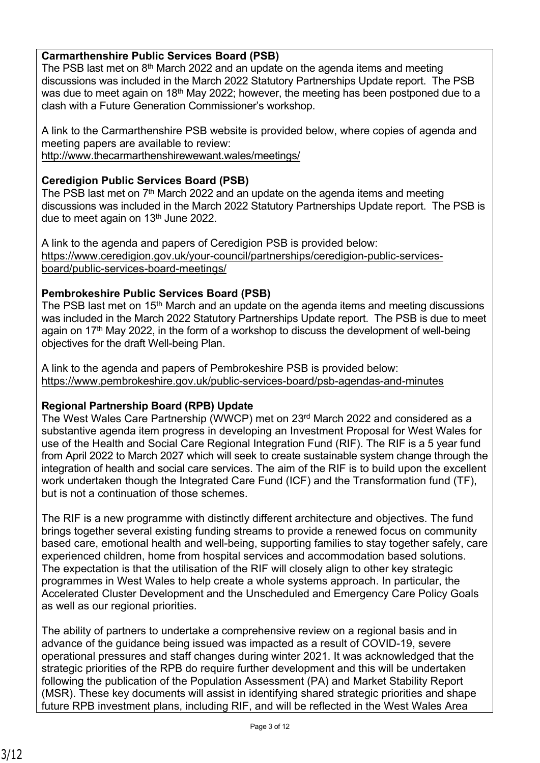**Carmarthenshire Public Services Board (PSB)**

The PSB last met on 8th March 2022 and an update on the agenda items and meeting discussions was included in the March 2022 Statutory Partnerships Update report. The PSB was due to meet again on 18th May 2022; however, the meeting has been postponed due to a clash with a Future Generation Commissioner's workshop.

A link to the Carmarthenshire PSB website is provided below, where copies of agenda and meeting papers are available to review:
http://www.thecarmarthenshirewewant.wales/meetings/

**Ceredigion Public Services Board (PSB)**

The PSB last met on 7th March 2022 and an update on the agenda items and meeting discussions was included in the March 2022 Statutory Partnerships Update report. The PSB is due to meet again on 13th June 2022.

A link to the agenda and papers of Ceredigion PSB is provided below:
https://www.ceredigion.gov.uk/your-council/partnerships/ceredigion-public-services-board/public-services-board-meetings/

**Pembrokeshire Public Services Board (PSB)**

The PSB last met on 15th March and an update on the agenda items and meeting discussions was included in the March 2022 Statutory Partnerships Update report. The PSB is due to meet again on 17th May 2022, in the form of a workshop to discuss the development of well-being objectives for the draft Well-being Plan.

A link to the agenda and papers of Pembrokeshire PSB is provided below:
https://www.pembrokeshire.gov.uk/public-services-board/psb-agendas-and-minutes

**Regional Partnership Board (RPB) Update**

The West Wales Care Partnership (WWCP) met on 23rd March 2022 and considered as a substantive agenda item progress in developing an Investment Proposal for West Wales for use of the Health and Social Care Regional Integration Fund (RIF). The RIF is a 5 year fund from April 2022 to March 2027 which will seek to create sustainable system change through the integration of health and social care services. The aim of the RIF is to build upon the excellent work undertaken though the Integrated Care Fund (ICF) and the Transformation fund (TF), but is not a continuation of those schemes.

The RIF is a new programme with distinctly different architecture and objectives. The fund brings together several existing funding streams to provide a renewed focus on community based care, emotional health and well-being, supporting families to stay together safely, care experienced children, home from hospital services and accommodation based solutions. The expectation is that the utilisation of the RIF will closely align to other key strategic programmes in West Wales to help create a whole systems approach. In particular, the Accelerated Cluster Development and the Unscheduled and Emergency Care Policy Goals as well as our regional priorities.

The ability of partners to undertake a comprehensive review on a regional basis and in advance of the guidance being issued was impacted as a result of COVID-19, severe operational pressures and staff changes during winter 2021. It was acknowledged that the strategic priorities of the RPB do require further development and this will be undertaken following the publication of the Population Assessment (PA) and Market Stability Report (MSR). These key documents will assist in identifying shared strategic priorities and shape future RPB investment plans, including RIF, and will be reflected in the West Wales Area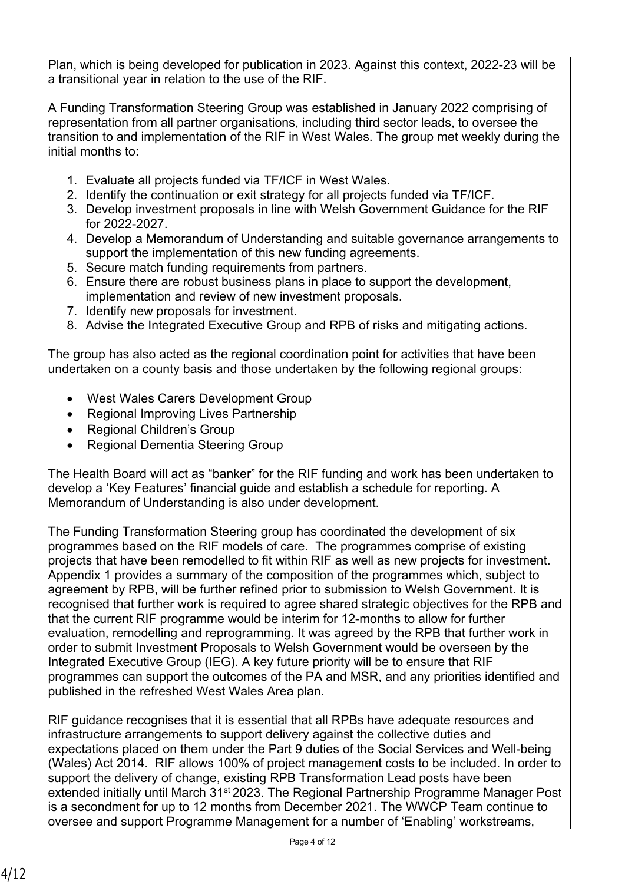Plan, which is being developed for publication in 2023. Against this context, 2022-23 will be a transitional year in relation to the use of the RIF.

A Funding Transformation Steering Group was established in January 2022 comprising of representation from all partner organisations, including third sector leads, to oversee the transition to and implementation of the RIF in West Wales. The group met weekly during the initial months to:

1. Evaluate all projects funded via TF/ICF in West Wales.
2. Identify the continuation or exit strategy for all projects funded via TF/ICF.
3. Develop investment proposals in line with Welsh Government Guidance for the RIF for 2022-2027.
4. Develop a Memorandum of Understanding and suitable governance arrangements to support the implementation of this new funding agreements.
5. Secure match funding requirements from partners.
6. Ensure there are robust business plans in place to support the development, implementation and review of new investment proposals.
7. Identify new proposals for investment.
8. Advise the Integrated Executive Group and RPB of risks and mitigating actions.

The group has also acted as the regional coordination point for activities that have been undertaken on a county basis and those undertaken by the following regional groups:

- West Wales Carers Development Group
- Regional Improving Lives Partnership
- Regional Children's Group
- Regional Dementia Steering Group

The Health Board will act as "banker" for the RIF funding and work has been undertaken to develop a 'Key Features' financial guide and establish a schedule for reporting. A Memorandum of Understanding is also under development.

The Funding Transformation Steering group has coordinated the development of six programmes based on the RIF models of care. The programmes comprise of existing projects that have been remodelled to fit within RIF as well as new projects for investment. Appendix 1 provides a summary of the composition of the programmes which, subject to agreement by RPB, will be further refined prior to submission to Welsh Government. It is recognised that further work is required to agree shared strategic objectives for the RPB and that the current RIF programme would be interim for 12-months to allow for further evaluation, remodelling and reprogramming. It was agreed by the RPB that further work in order to submit Investment Proposals to Welsh Government would be overseen by the Integrated Executive Group (IEG). A key future priority will be to ensure that RIF programmes can support the outcomes of the PA and MSR, and any priorities identified and published in the refreshed West Wales Area plan.

RIF guidance recognises that it is essential that all RPBs have adequate resources and infrastructure arrangements to support delivery against the collective duties and expectations placed on them under the Part 9 duties of the Social Services and Well-being (Wales) Act 2014. RIF allows 100% of project management costs to be included. In order to support the delivery of change, existing RPB Transformation Lead posts have been extended initially until March 31st 2023. The Regional Partnership Programme Manager Post is a secondment for up to 12 months from December 2021. The WWCP Team continue to oversee and support Programme Management for a number of 'Enabling' workstreams,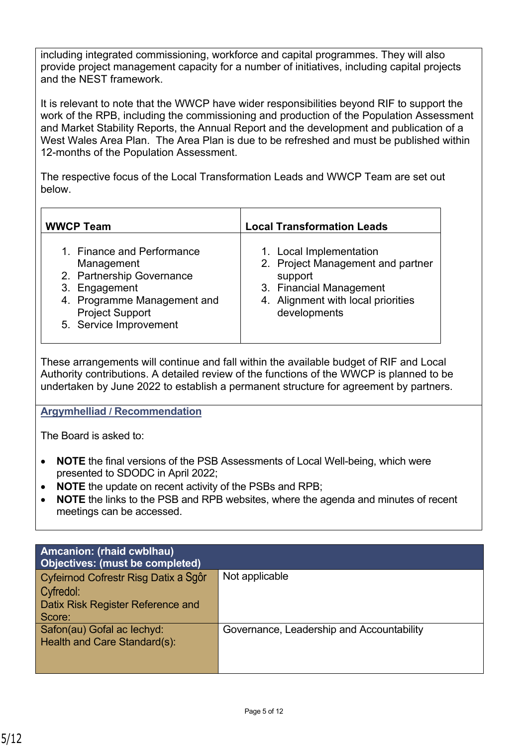including integrated commissioning, workforce and capital programmes. They will also provide project management capacity for a number of initiatives, including capital projects and the NEST framework.

It is relevant to note that the WWCP have wider responsibilities beyond RIF to support the work of the RPB, including the commissioning and production of the Population Assessment and Market Stability Reports, the Annual Report and the development and publication of a West Wales Area Plan. The Area Plan is due to be refreshed and must be published within 12-months of the Population Assessment.

The respective focus of the Local Transformation Leads and WWCP Team are set out below.

| WWCP Team | Local Transformation Leads |
|---|---|
| 1. Finance and Performance Management<br>2. Partnership Governance<br>3. Engagement<br>4. Programme Management and Project Support<br>5. Service Improvement | 1. Local Implementation<br>2. Project Management and partner support<br>3. Financial Management<br>4. Alignment with local priorities developments |

These arrangements will continue and fall within the available budget of RIF and Local Authority contributions. A detailed review of the functions of the WWCP is planned to be undertaken by June 2022 to establish a permanent structure for agreement by partners.

## Argymhelliad / Recommendation

The Board is asked to:

- **NOTE** the final versions of the PSB Assessments of Local Well-being, which were presented to SDODC in April 2022;
- **NOTE** the update on recent activity of the PSBs and RPB;
- **NOTE** the links to the PSB and RPB websites, where the agenda and minutes of recent meetings can be accessed.

| **Amcanion: (rhaid cwblhau)**<br>**Objectives: (must be completed)** | |
|---|---|
| Cyfeirnod Cofrestr Risg Datix a Sgôr Cyfredol:<br>Datix Risk Register Reference and Score: | Not applicable |
| Safon(au) Gofal ac Iechyd:<br>Health and Care Standard(s): | Governance, Leadership and Accountability |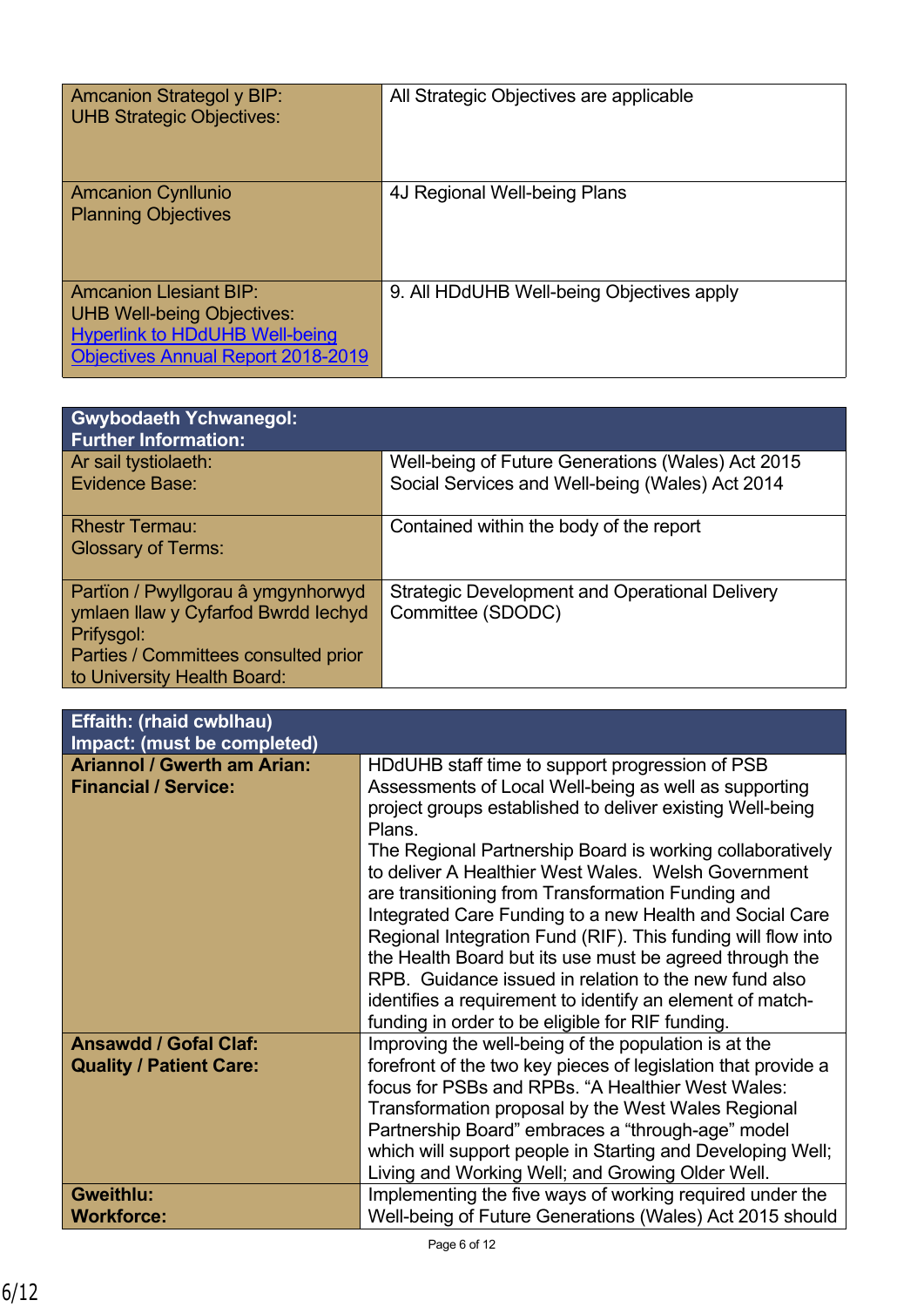| Amcanion Strategol y BIP:<br>UHB Strategic Objectives: | All Strategic Objectives are applicable |
|---|---|
| Amcanion Cynllunio<br>Planning Objectives | 4J Regional Well-being Plans |
| Amcanion Llesiant BIP:<br>UHB Well-being Objectives:<br>[Hyperlink to HDdUHB Well-being Objectives Annual Report 2018-2019] | 9. All HDdUHB Well-being Objectives apply |

| **Gwybodaeth Ychwanegol:<br>Further Information:** | |
|---|---|
| Ar sail tystiolaeth:<br>Evidence Base: | Well-being of Future Generations (Wales) Act 2015<br>Social Services and Well-being (Wales) Act 2014 |
| Rhestr Termau:<br>Glossary of Terms: | Contained within the body of the report |
| Partïon / Pwyllgorau â ymgynhorwyd ymlaen llaw y Cyfarfod Bwrdd Iechyd Prifysgol:<br>Parties / Committees consulted prior to University Health Board: | Strategic Development and Operational Delivery Committee (SDODC) |

| **Effaith: (rhaid cwblhau)<br>Impact: (must be completed)** | |
|---|---|
| **Ariannol / Gwerth am Arian:<br>Financial / Service:** | HDdUHB staff time to support progression of PSB Assessments of Local Well-being as well as supporting project groups established to deliver existing Well-being Plans.<br>The Regional Partnership Board is working collaboratively to deliver A Healthier West Wales. Welsh Government are transitioning from Transformation Funding and Integrated Care Funding to a new Health and Social Care Regional Integration Fund (RIF). This funding will flow into the Health Board but its use must be agreed through the RPB. Guidance issued in relation to the new fund also identifies a requirement to identify an element of match-funding in order to be eligible for RIF funding. |
| **Ansawdd / Gofal Claf:<br>Quality / Patient Care:** | Improving the well-being of the population is at the forefront of the two key pieces of legislation that provide a focus for PSBs and RPBs. "A Healthier West Wales: Transformation proposal by the West Wales Regional Partnership Board" embraces a "through-age" model which will support people in Starting and Developing Well; Living and Working Well; and Growing Older Well. |
| **Gweithlu:<br>Workforce:** | Implementing the five ways of working required under the Well-being of Future Generations (Wales) Act 2015 should |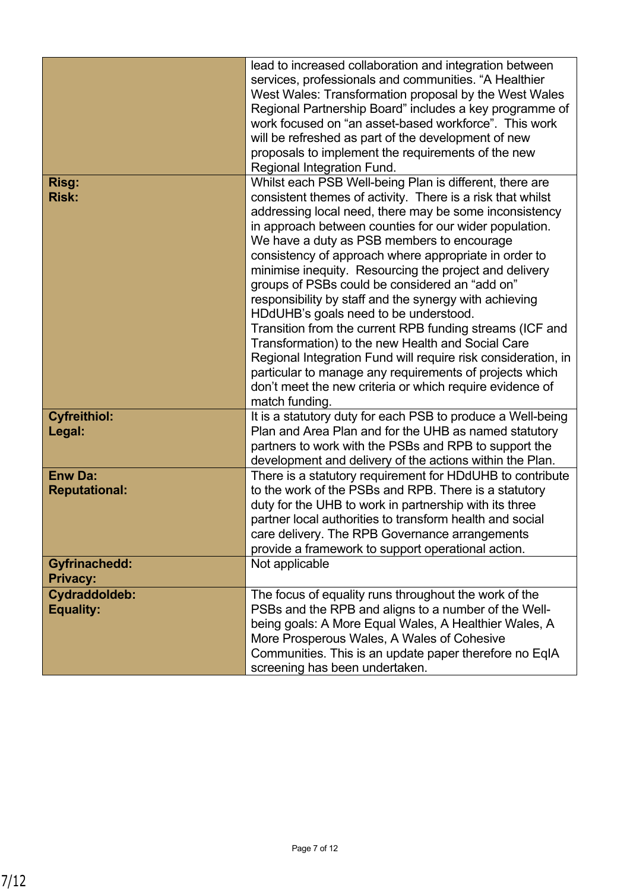| | |
|---|---|
| | lead to increased collaboration and integration between services, professionals and communities. "A Healthier West Wales: Transformation proposal by the West Wales Regional Partnership Board" includes a key programme of work focused on "an asset-based workforce". This work will be refreshed as part of the development of new proposals to implement the requirements of the new Regional Integration Fund. |
| **Risg:**<br>**Risk:** | Whilst each PSB Well-being Plan is different, there are consistent themes of activity. There is a risk that whilst addressing local need, there may be some inconsistency in approach between counties for our wider population. We have a duty as PSB members to encourage consistency of approach where appropriate in order to minimise inequity. Resourcing the project and delivery groups of PSBs could be considered an "add on" responsibility by staff and the synergy with achieving HDdUHB's goals need to be understood.<br>Transition from the current RPB funding streams (ICF and Transformation) to the new Health and Social Care Regional Integration Fund will require risk consideration, in particular to manage any requirements of projects which don't meet the new criteria or which require evidence of match funding. |
| **Cyfreithiol:**<br>**Legal:** | It is a statutory duty for each PSB to produce a Well-being Plan and Area Plan and for the UHB as named statutory partners to work with the PSBs and RPB to support the development and delivery of the actions within the Plan. |
| **Enw Da:**<br>**Reputational:** | There is a statutory requirement for HDdUHB to contribute to the work of the PSBs and RPB. There is a statutory duty for the UHB to work in partnership with its three partner local authorities to transform health and social care delivery. The RPB Governance arrangements provide a framework to support operational action. |
| **Gyfrinachedd:**<br>**Privacy:** | Not applicable |
| **Cydraddoldeb:**<br>**Equality:** | The focus of equality runs throughout the work of the PSBs and the RPB and aligns to a number of the Well-being goals: A More Equal Wales, A Healthier Wales, A More Prosperous Wales, A Wales of Cohesive Communities. This is an update paper therefore no EqIA screening has been undertaken. |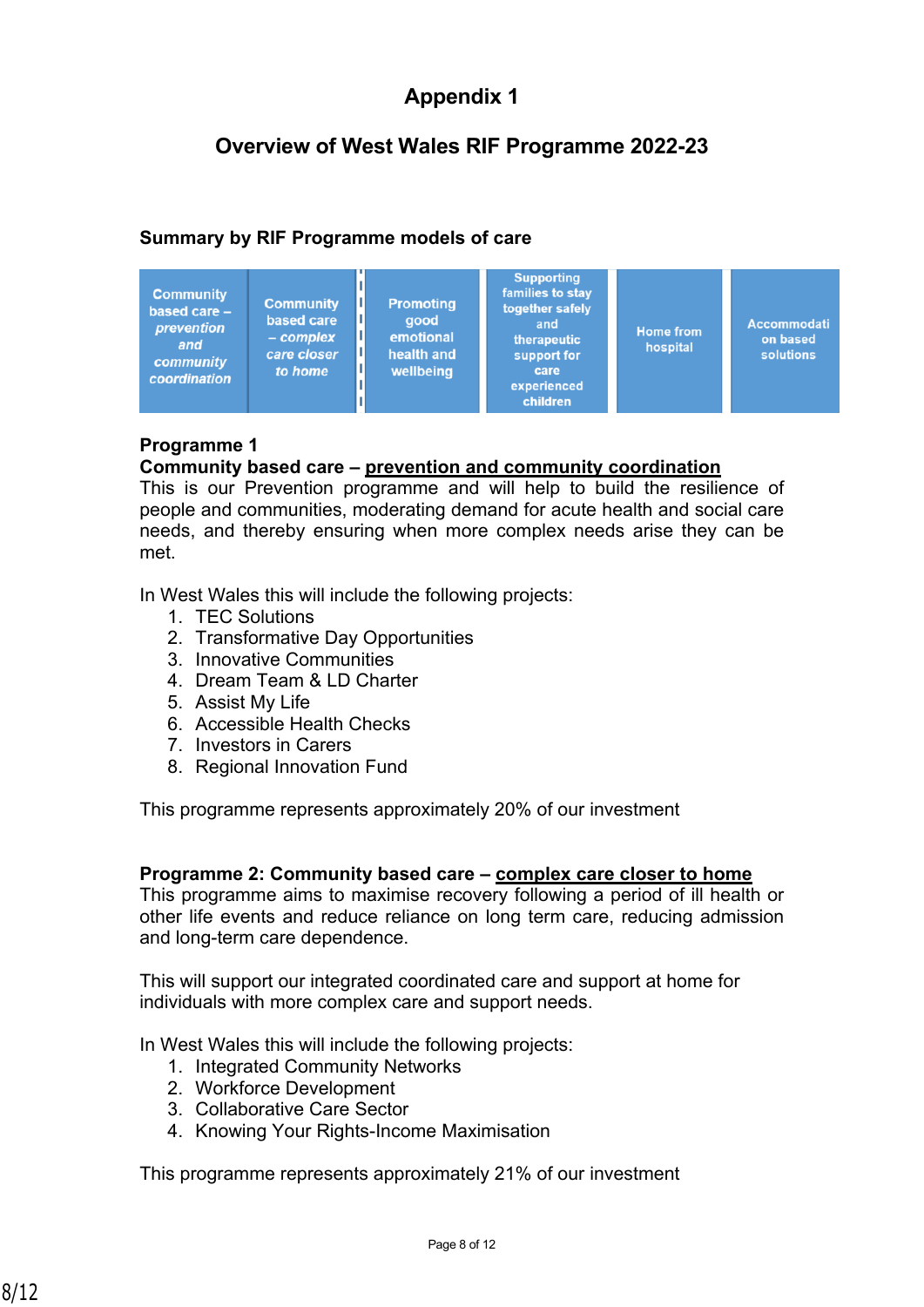# Appendix 1

## Overview of West Wales RIF Programme 2022-23

### Summary by RIF Programme models of care

| Community based care – *prevention and community coordination* | Community based care – *complex care closer to home* | Promoting good emotional health and wellbeing | Supporting families to stay together safely and therapeutic support for care experienced children | Home from hospital | Accommodation based solutions |
|---|---|---|---|---|---|

**Programme 1**
**Community based care – <u>prevention and community coordination</u>**
This is our Prevention programme and will help to build the resilience of people and communities, moderating demand for acute health and social care needs, and thereby ensuring when more complex needs arise they can be met.

In West Wales this will include the following projects:
1. TEC Solutions
2. Transformative Day Opportunities
3. Innovative Communities
4. Dream Team & LD Charter
5. Assist My Life
6. Accessible Health Checks
7. Investors in Carers
8. Regional Innovation Fund

This programme represents approximately 20% of our investment

**Programme 2: Community based care – <u>complex care closer to home</u>**
This programme aims to maximise recovery following a period of ill health or other life events and reduce reliance on long term care, reducing admission and long-term care dependence.

This will support our integrated coordinated care and support at home for individuals with more complex care and support needs.

In West Wales this will include the following projects:
1. Integrated Community Networks
2. Workforce Development
3. Collaborative Care Sector
4. Knowing Your Rights-Income Maximisation

This programme represents approximately 21% of our investment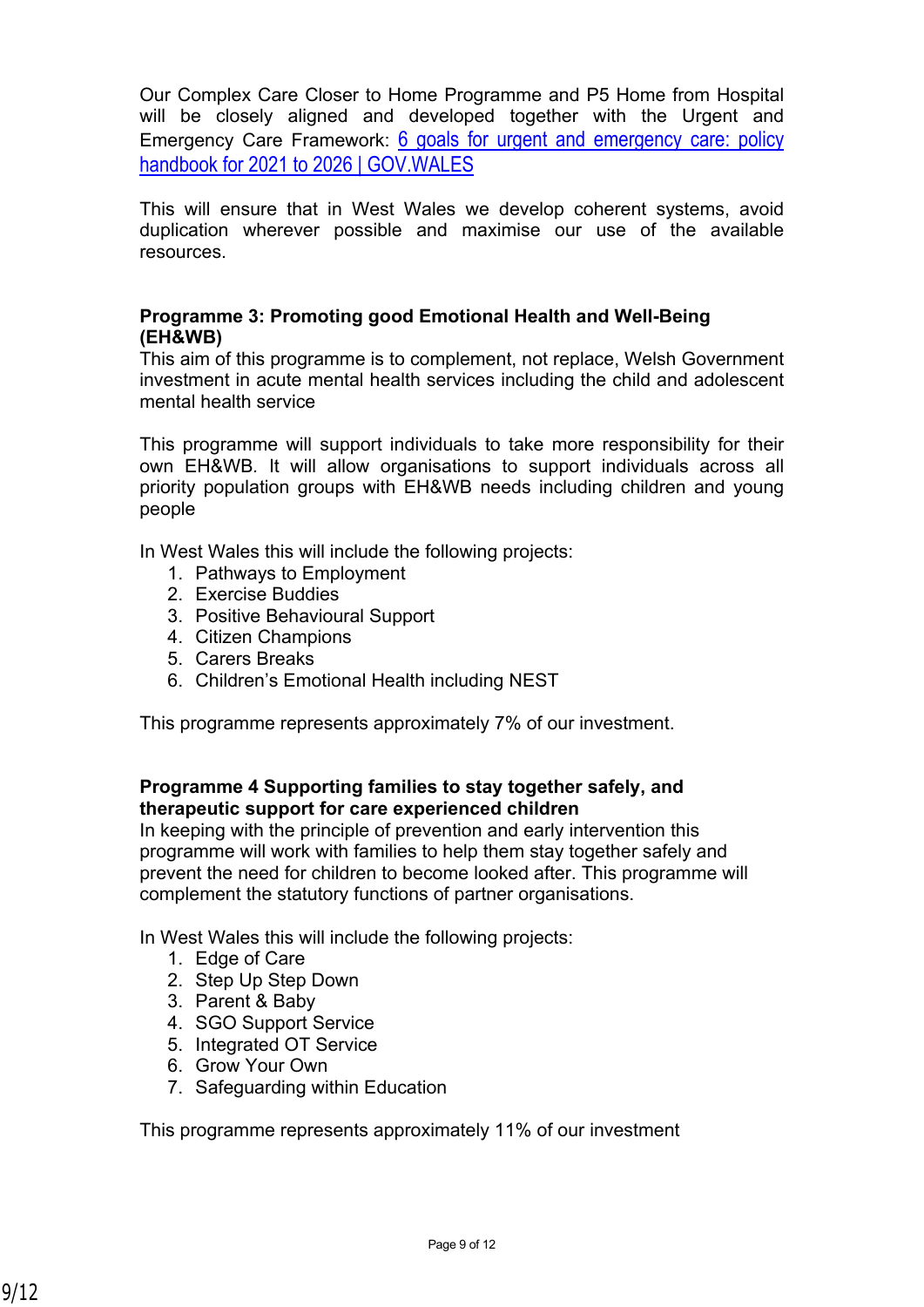Our Complex Care Closer to Home Programme and P5 Home from Hospital will be closely aligned and developed together with the Urgent and Emergency Care Framework: [6 goals for urgent and emergency care: policy handbook for 2021 to 2026 | GOV.WALES]

This will ensure that in West Wales we develop coherent systems, avoid duplication wherever possible and maximise our use of the available resources.

**Programme 3: Promoting good Emotional Health and Well-Being (EH&WB)**

This aim of this programme is to complement, not replace, Welsh Government investment in acute mental health services including the child and adolescent mental health service

This programme will support individuals to take more responsibility for their own EH&WB. It will allow organisations to support individuals across all priority population groups with EH&WB needs including children and young people

In West Wales this will include the following projects:

1. Pathways to Employment
2. Exercise Buddies
3. Positive Behavioural Support
4. Citizen Champions
5. Carers Breaks
6. Children's Emotional Health including NEST

This programme represents approximately 7% of our investment.

**Programme 4 Supporting families to stay together safely, and therapeutic support for care experienced children**

In keeping with the principle of prevention and early intervention this programme will work with families to help them stay together safely and prevent the need for children to become looked after. This programme will complement the statutory functions of partner organisations.

In West Wales this will include the following projects:

1. Edge of Care
2. Step Up Step Down
3. Parent & Baby
4. SGO Support Service
5. Integrated OT Service
6. Grow Your Own
7. Safeguarding within Education

This programme represents approximately 11% of our investment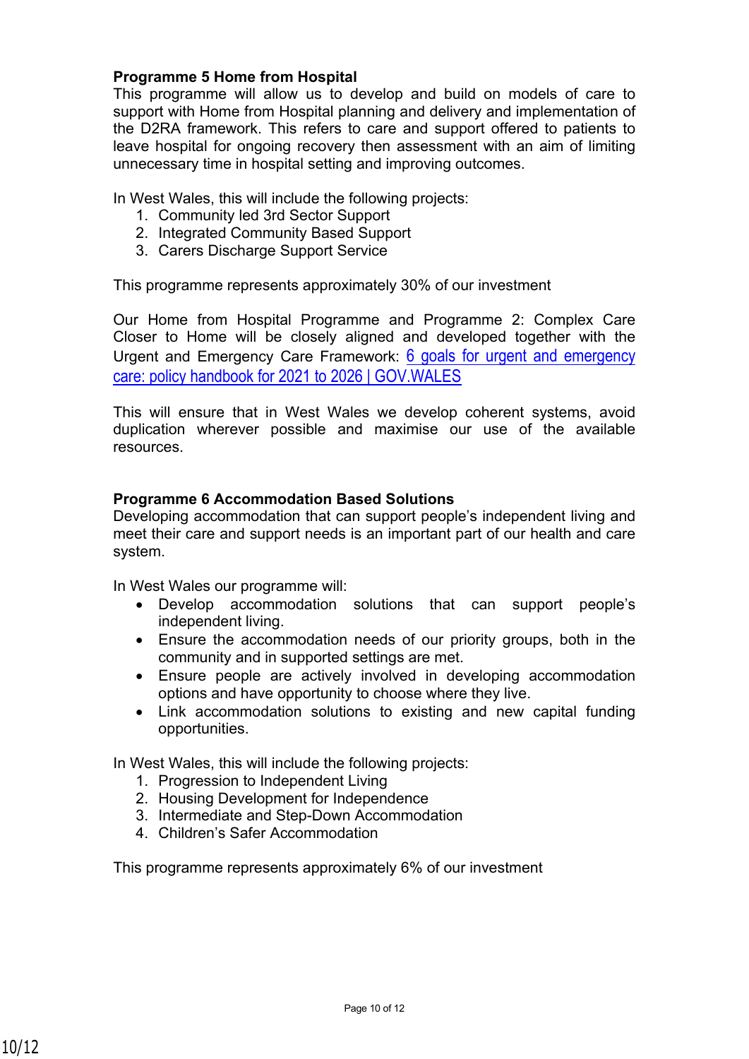**Programme 5 Home from Hospital**

This programme will allow us to develop and build on models of care to support with Home from Hospital planning and delivery and implementation of the D2RA framework. This refers to care and support offered to patients to leave hospital for ongoing recovery then assessment with an aim of limiting unnecessary time in hospital setting and improving outcomes.

In West Wales, this will include the following projects:

1. Community led 3rd Sector Support
2. Integrated Community Based Support
3. Carers Discharge Support Service

This programme represents approximately 30% of our investment

Our Home from Hospital Programme and Programme 2: Complex Care Closer to Home will be closely aligned and developed together with the Urgent and Emergency Care Framework: [6 goals for urgent and emergency care: policy handbook for 2021 to 2026 | GOV.WALES]

This will ensure that in West Wales we develop coherent systems, avoid duplication wherever possible and maximise our use of the available resources.

**Programme 6 Accommodation Based Solutions**

Developing accommodation that can support people's independent living and meet their care and support needs is an important part of our health and care system.

In West Wales our programme will:

- Develop accommodation solutions that can support people's independent living.
- Ensure the accommodation needs of our priority groups, both in the community and in supported settings are met.
- Ensure people are actively involved in developing accommodation options and have opportunity to choose where they live.
- Link accommodation solutions to existing and new capital funding opportunities.

In West Wales, this will include the following projects:

1. Progression to Independent Living
2. Housing Development for Independence
3. Intermediate and Step-Down Accommodation
4. Children's Safer Accommodation

This programme represents approximately 6% of our investment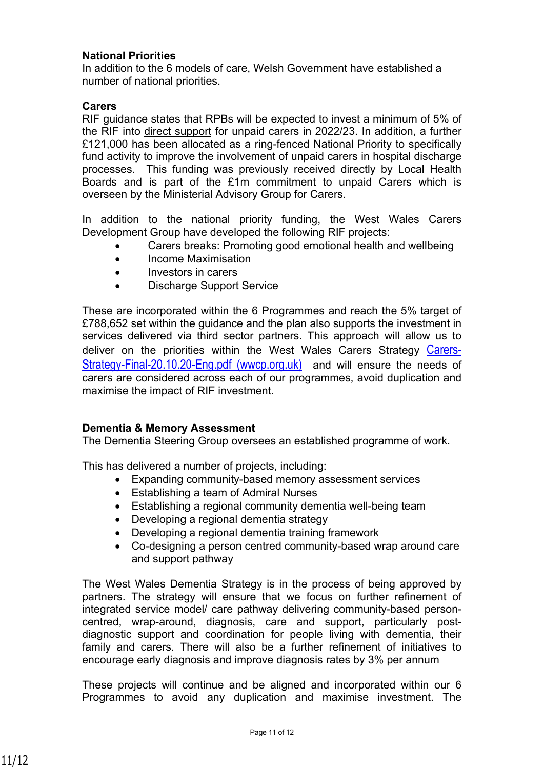**National Priorities**
In addition to the 6 models of care, Welsh Government have established a number of national priorities.

**Carers**
RIF guidance states that RPBs will be expected to invest a minimum of 5% of the RIF into direct support for unpaid carers in 2022/23. In addition, a further £121,000 has been allocated as a ring-fenced National Priority to specifically fund activity to improve the involvement of unpaid carers in hospital discharge processes. This funding was previously received directly by Local Health Boards and is part of the £1m commitment to unpaid Carers which is overseen by the Ministerial Advisory Group for Carers.

In addition to the national priority funding, the West Wales Carers Development Group have developed the following RIF projects:

- Carers breaks: Promoting good emotional health and wellbeing
- Income Maximisation
- Investors in carers
- Discharge Support Service

These are incorporated within the 6 Programmes and reach the 5% target of £788,652 set within the guidance and the plan also supports the investment in services delivered via third sector partners. This approach will allow us to deliver on the priorities within the West Wales Carers Strategy [Carers-Strategy-Final-20.10.20-Eng.pdf (wwcp.org.uk)] and will ensure the needs of carers are considered across each of our programmes, avoid duplication and maximise the impact of RIF investment.

**Dementia & Memory Assessment**
The Dementia Steering Group oversees an established programme of work.

This has delivered a number of projects, including:

- Expanding community-based memory assessment services
- Establishing a team of Admiral Nurses
- Establishing a regional community dementia well-being team
- Developing a regional dementia strategy
- Developing a regional dementia training framework
- Co-designing a person centred community-based wrap around care and support pathway

The West Wales Dementia Strategy is in the process of being approved by partners. The strategy will ensure that we focus on further refinement of integrated service model/ care pathway delivering community-based person-centred, wrap-around, diagnosis, care and support, particularly post-diagnostic support and coordination for people living with dementia, their family and carers. There will also be a further refinement of initiatives to encourage early diagnosis and improve diagnosis rates by 3% per annum

These projects will continue and be aligned and incorporated within our 6 Programmes to avoid any duplication and maximise investment. The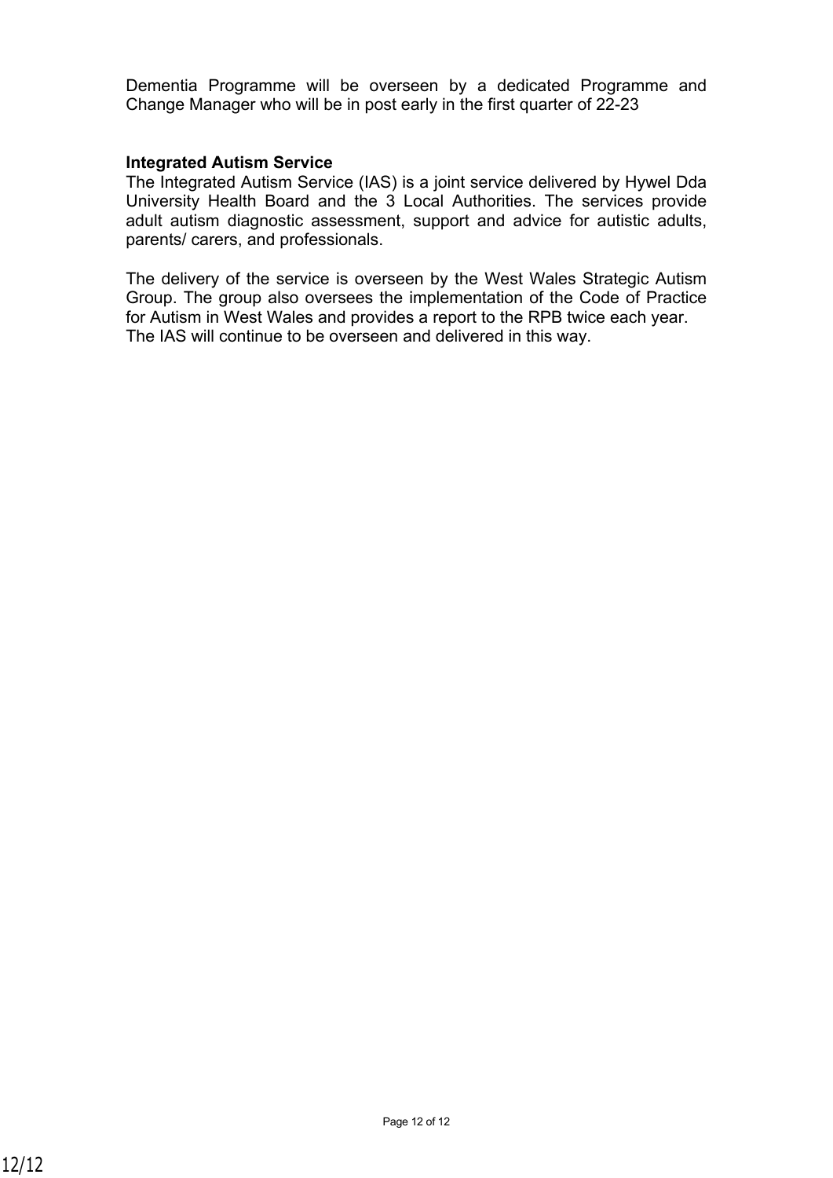Dementia Programme will be overseen by a dedicated Programme and Change Manager who will be in post early in the first quarter of 22-23

**Integrated Autism Service**

The Integrated Autism Service (IAS) is a joint service delivered by Hywel Dda University Health Board and the 3 Local Authorities. The services provide adult autism diagnostic assessment, support and advice for autistic adults, parents/ carers, and professionals.

The delivery of the service is overseen by the West Wales Strategic Autism Group. The group also oversees the implementation of the Code of Practice for Autism in West Wales and provides a report to the RPB twice each year. The IAS will continue to be overseen and delivered in this way.